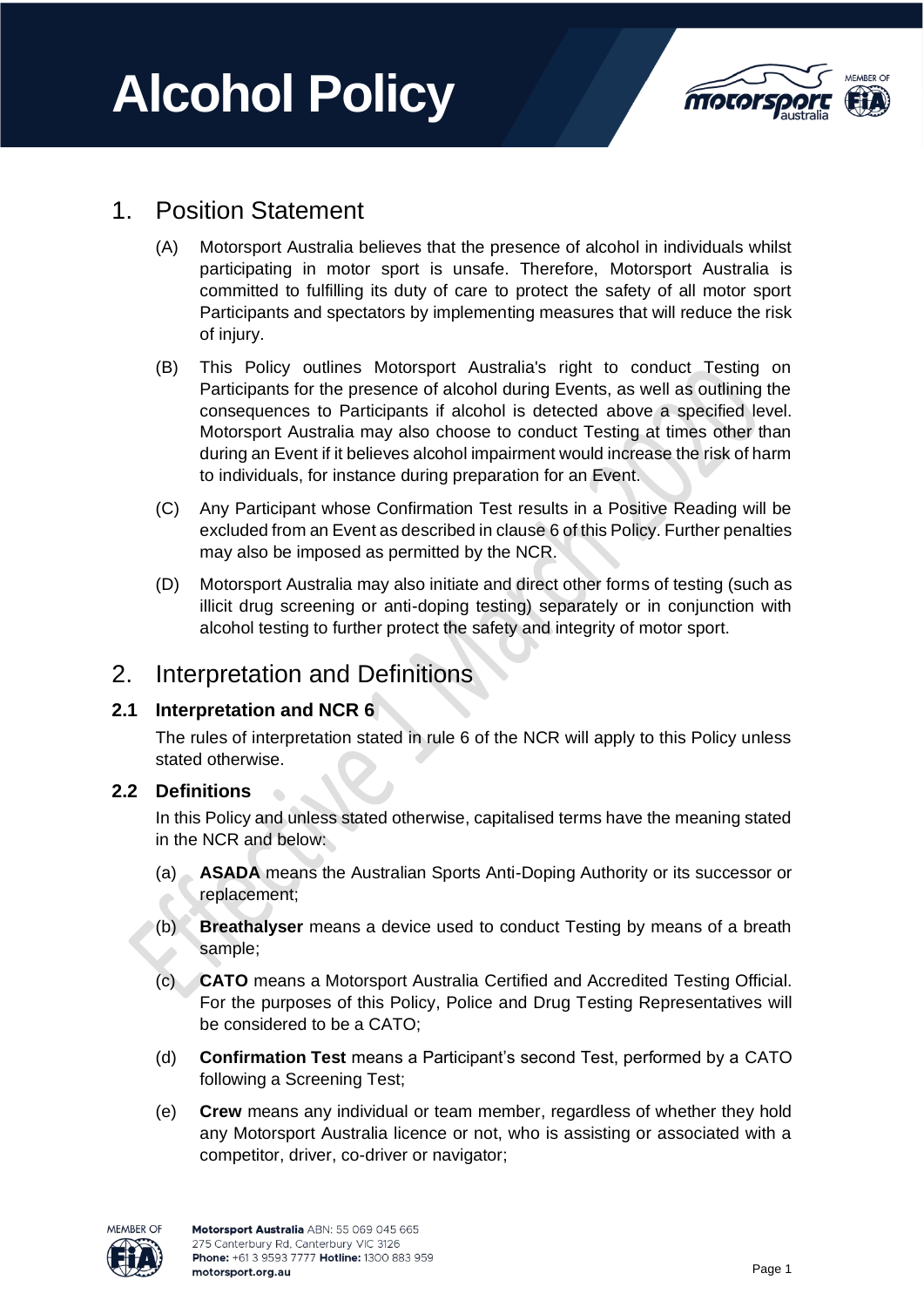# Alcohol Policy

## 1. Position Statement

(A) Motorsport Australia believes that the presence of alcohol in individuals whilst participating in motor sport is unsafe. Therefore, Motorsport Australia is committed to fulfilling its duty of care to protect the safety of all motor sport Participants and spectators by implementing measures that will reduce the risk of injury.

(B) This Policy outlines Motorsport Australia's right to conduct Testing on Participants for the presence of alcohol during Events, as well as outlining the consequences to Participants if alcohol is detected above a specified level. Motorsport Australia may also choose to conduct Testing at times other than during an Event if it believes alcohol impairment would increase the risk of harm to individuals, for instance during preparation for an Event.

(C) Any Participant whose Confirmation Test results in a Positive Reading will be excluded from an Event as described in clause 6 of this Policy. Further penalties may also be imposed as permitted by the NCR.

(D) Motorsport Australia may also initiate and direct other forms of testing (such as illicit drug screening or anti-doping testing) separately or in conjunction with alcohol testing to further protect the safety and integrity of motor sport.

## 2. Interpretation and Definitions

### 2.1 Interpretation and NCR 6

The rules of interpretation stated in rule 6 of the NCR will apply to this Policy unless stated otherwise.

### 2.2 Definitions

In this Policy and unless stated otherwise, capitalised terms have the meaning stated in the NCR and below:

(a) **ASADA** means the Australian Sports Anti-Doping Authority or its successor or replacement;

(b) **Breathalyser** means a device used to conduct Testing by means of a breath sample;

(c) **CATO** means a Motorsport Australia Certified and Accredited Testing Official. For the purposes of this Policy, Police and Drug Testing Representatives will be considered to be a CATO;

(d) **Confirmation Test** means a Participant's second Test, performed by a CATO following a Screening Test;

(e) **Crew** means any individual or team member, regardless of whether they hold any Motorsport Australia licence or not, who is assisting or associated with a competitor, driver, co-driver or navigator;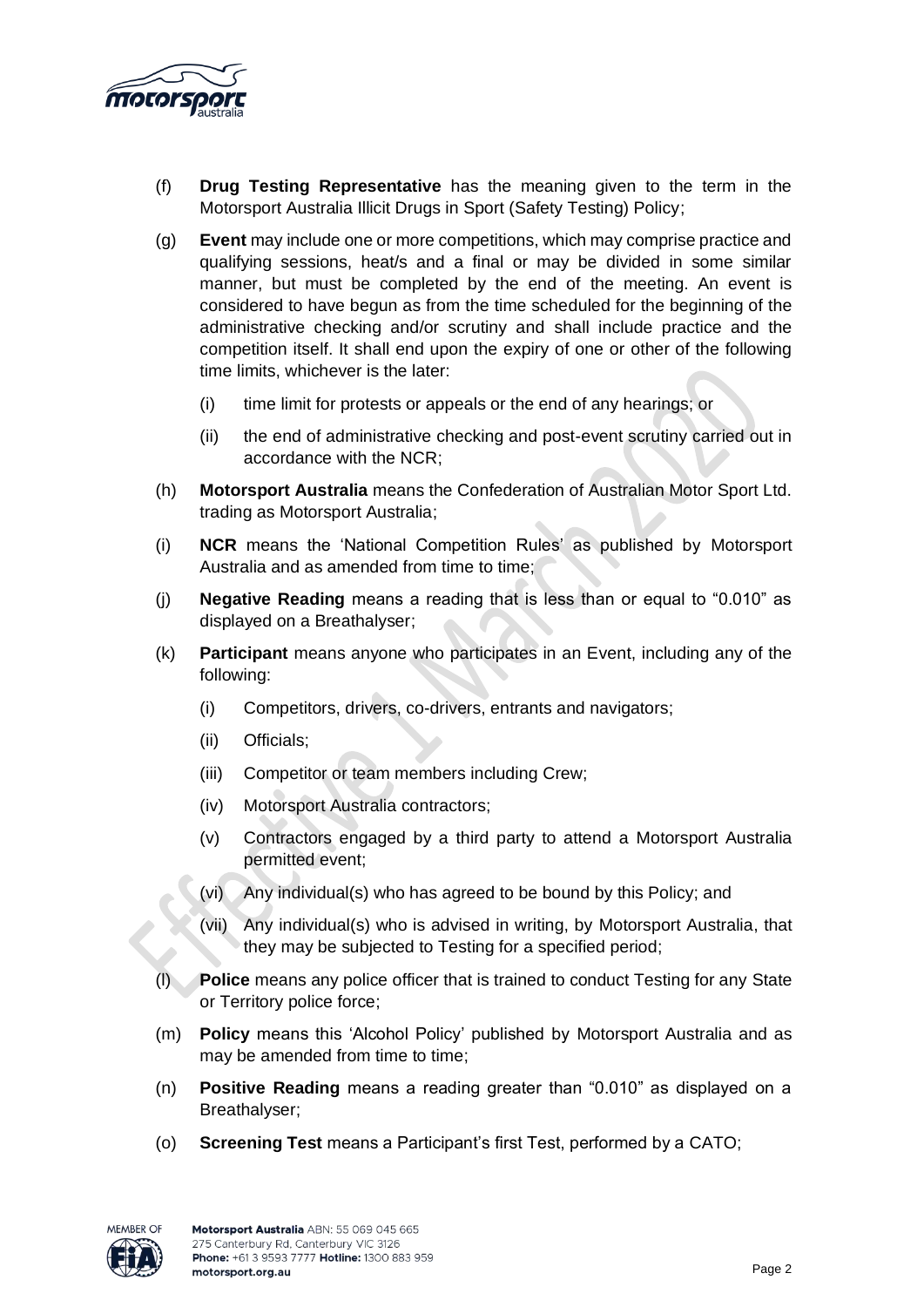(f) **Drug Testing Representative** has the meaning given to the term in the Motorsport Australia Illicit Drugs in Sport (Safety Testing) Policy;

(g) **Event** may include one or more competitions, which may comprise practice and qualifying sessions, heat/s and a final or may be divided in some similar manner, but must be completed by the end of the meeting. An event is considered to have begun as from the time scheduled for the beginning of the administrative checking and/or scrutiny and shall include practice and the competition itself. It shall end upon the expiry of one or other of the following time limits, whichever is the later:

   (i) time limit for protests or appeals or the end of any hearings; or

   (ii) the end of administrative checking and post-event scrutiny carried out in accordance with the NCR;

(h) **Motorsport Australia** means the Confederation of Australian Motor Sport Ltd. trading as Motorsport Australia;

(i) **NCR** means the 'National Competition Rules' as published by Motorsport Australia and as amended from time to time;

(j) **Negative Reading** means a reading that is less than or equal to "0.010" as displayed on a Breathalyser;

(k) **Participant** means anyone who participates in an Event, including any of the following:

   (i) Competitors, drivers, co-drivers, entrants and navigators;

   (ii) Officials;

   (iii) Competitor or team members including Crew;

   (iv) Motorsport Australia contractors;

   (v) Contractors engaged by a third party to attend a Motorsport Australia permitted event;

   (vi) Any individual(s) who has agreed to be bound by this Policy; and

   (vii) Any individual(s) who is advised in writing, by Motorsport Australia, that they may be subjected to Testing for a specified period;

(l) **Police** means any police officer that is trained to conduct Testing for any State or Territory police force;

(m) **Policy** means this 'Alcohol Policy' published by Motorsport Australia and as may be amended from time to time;

(n) **Positive Reading** means a reading greater than "0.010" as displayed on a Breathalyser;

(o) **Screening Test** means a Participant's first Test, performed by a CATO;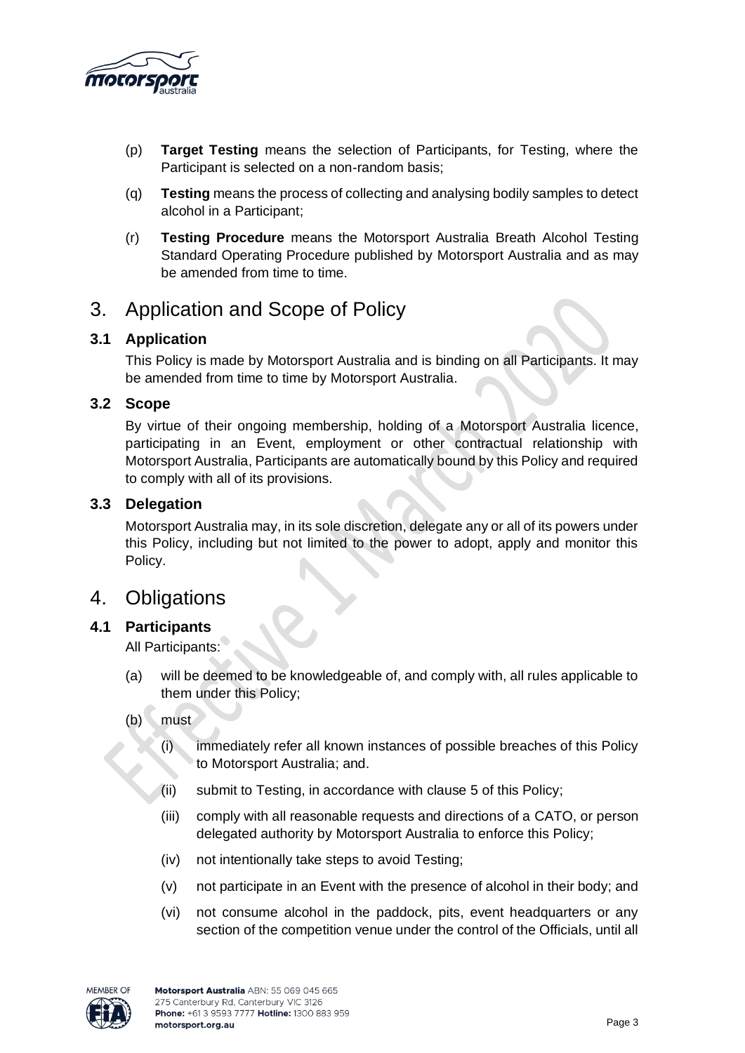(p) **Target Testing** means the selection of Participants, for Testing, where the Participant is selected on a non-random basis;

(q) **Testing** means the process of collecting and analysing bodily samples to detect alcohol in a Participant;

(r) **Testing Procedure** means the Motorsport Australia Breath Alcohol Testing Standard Operating Procedure published by Motorsport Australia and as may be amended from time to time.

# 3. Application and Scope of Policy

## 3.1 Application

This Policy is made by Motorsport Australia and is binding on all Participants. It may be amended from time to time by Motorsport Australia.

## 3.2 Scope

By virtue of their ongoing membership, holding of a Motorsport Australia licence, participating in an Event, employment or other contractual relationship with Motorsport Australia, Participants are automatically bound by this Policy and required to comply with all of its provisions.

## 3.3 Delegation

Motorsport Australia may, in its sole discretion, delegate any or all of its powers under this Policy, including but not limited to the power to adopt, apply and monitor this Policy.

# 4. Obligations

## 4.1 Participants

All Participants:

(a) will be deemed to be knowledgeable of, and comply with, all rules applicable to them under this Policy;

(b) must

 (i) immediately refer all known instances of possible breaches of this Policy to Motorsport Australia; and.

 (ii) submit to Testing, in accordance with clause 5 of this Policy;

 (iii) comply with all reasonable requests and directions of a CATO, or person delegated authority by Motorsport Australia to enforce this Policy;

 (iv) not intentionally take steps to avoid Testing;

 (v) not participate in an Event with the presence of alcohol in their body; and

 (vi) not consume alcohol in the paddock, pits, event headquarters or any section of the competition venue under the control of the Officials, until all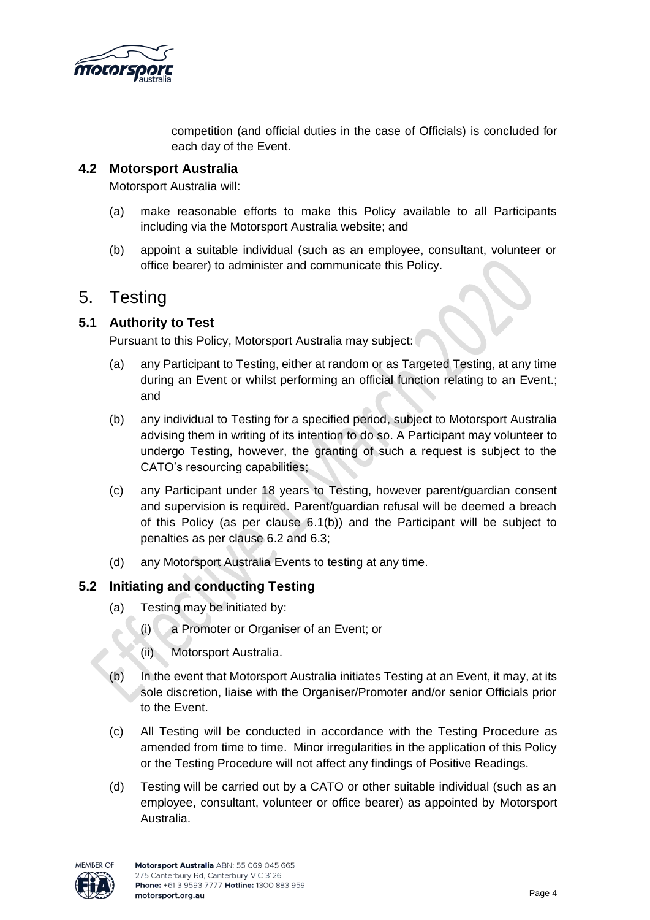competition (and official duties in the case of Officials) is concluded for each day of the Event.

### 4.2 Motorsport Australia

Motorsport Australia will:

(a) make reasonable efforts to make this Policy available to all Participants including via the Motorsport Australia website; and

(b) appoint a suitable individual (such as an employee, consultant, volunteer or office bearer) to administer and communicate this Policy.

## 5. Testing

### 5.1 Authority to Test

Pursuant to this Policy, Motorsport Australia may subject:

(a) any Participant to Testing, either at random or as Targeted Testing, at any time during an Event or whilst performing an official function relating to an Event.; and

(b) any individual to Testing for a specified period, subject to Motorsport Australia advising them in writing of its intention to do so. A Participant may volunteer to undergo Testing, however, the granting of such a request is subject to the CATO's resourcing capabilities;

(c) any Participant under 18 years to Testing, however parent/guardian consent and supervision is required. Parent/guardian refusal will be deemed a breach of this Policy (as per clause 6.1(b)) and the Participant will be subject to penalties as per clause 6.2 and 6.3;

(d) any Motorsport Australia Events to testing at any time.

### 5.2 Initiating and conducting Testing

(a) Testing may be initiated by:

 (i) a Promoter or Organiser of an Event; or

 (ii) Motorsport Australia.

(b) In the event that Motorsport Australia initiates Testing at an Event, it may, at its sole discretion, liaise with the Organiser/Promoter and/or senior Officials prior to the Event.

(c) All Testing will be conducted in accordance with the Testing Procedure as amended from time to time. Minor irregularities in the application of this Policy or the Testing Procedure will not affect any findings of Positive Readings.

(d) Testing will be carried out by a CATO or other suitable individual (such as an employee, consultant, volunteer or office bearer) as appointed by Motorsport Australia.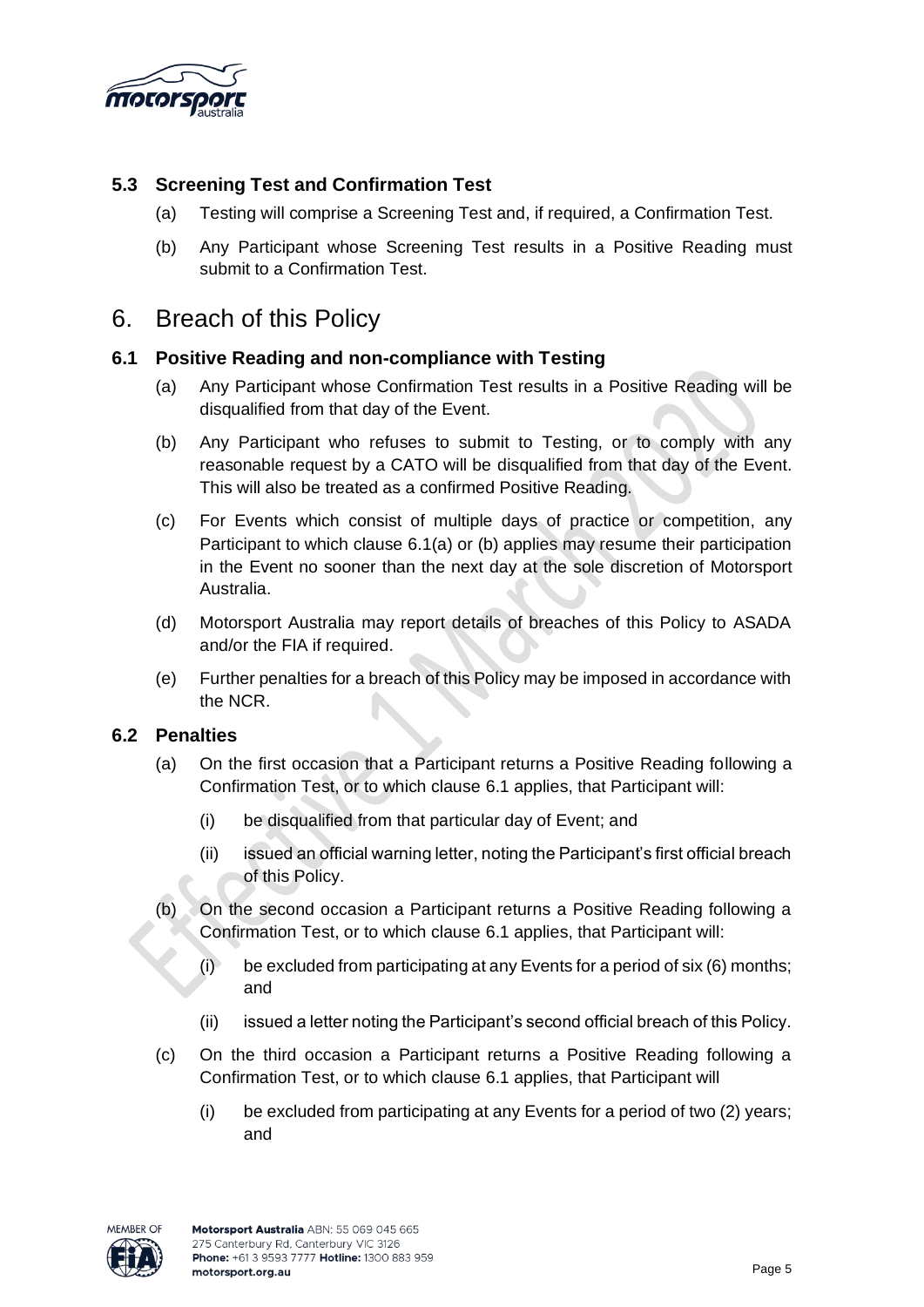### 5.3 Screening Test and Confirmation Test

(a) Testing will comprise a Screening Test and, if required, a Confirmation Test.

(b) Any Participant whose Screening Test results in a Positive Reading must submit to a Confirmation Test.

## 6. Breach of this Policy

### 6.1 Positive Reading and non-compliance with Testing

(a) Any Participant whose Confirmation Test results in a Positive Reading will be disqualified from that day of the Event.

(b) Any Participant who refuses to submit to Testing, or to comply with any reasonable request by a CATO will be disqualified from that day of the Event. This will also be treated as a confirmed Positive Reading.

(c) For Events which consist of multiple days of practice or competition, any Participant to which clause 6.1(a) or (b) applies may resume their participation in the Event no sooner than the next day at the sole discretion of Motorsport Australia.

(d) Motorsport Australia may report details of breaches of this Policy to ASADA and/or the FIA if required.

(e) Further penalties for a breach of this Policy may be imposed in accordance with the NCR.

### 6.2 Penalties

(a) On the first occasion that a Participant returns a Positive Reading following a Confirmation Test, or to which clause 6.1 applies, that Participant will:

  (i) be disqualified from that particular day of Event; and

  (ii) issued an official warning letter, noting the Participant's first official breach of this Policy.

(b) On the second occasion a Participant returns a Positive Reading following a Confirmation Test, or to which clause 6.1 applies, that Participant will:

  (i) be excluded from participating at any Events for a period of six (6) months; and

  (ii) issued a letter noting the Participant's second official breach of this Policy.

(c) On the third occasion a Participant returns a Positive Reading following a Confirmation Test, or to which clause 6.1 applies, that Participant will

  (i) be excluded from participating at any Events for a period of two (2) years; and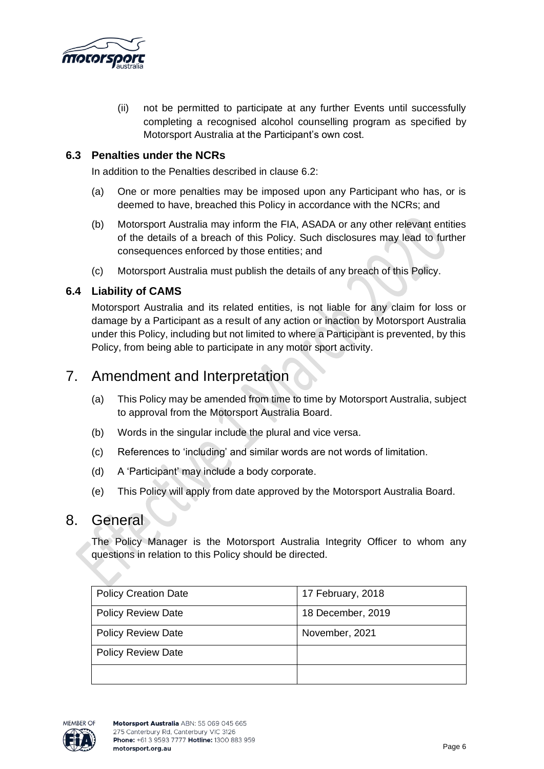(ii) not be permitted to participate at any further Events until successfully completing a recognised alcohol counselling program as specified by Motorsport Australia at the Participant's own cost.

### 6.3 Penalties under the NCRs

In addition to the Penalties described in clause 6.2:

(a) One or more penalties may be imposed upon any Participant who has, or is deemed to have, breached this Policy in accordance with the NCRs; and

(b) Motorsport Australia may inform the FIA, ASADA or any other relevant entities of the details of a breach of this Policy. Such disclosures may lead to further consequences enforced by those entities; and

(c) Motorsport Australia must publish the details of any breach of this Policy.

### 6.4 Liability of CAMS

Motorsport Australia and its related entities, is not liable for any claim for loss or damage by a Participant as a result of any action or inaction by Motorsport Australia under this Policy, including but not limited to where a Participant is prevented, by this Policy, from being able to participate in any motor sport activity.

## 7. Amendment and Interpretation

(a) This Policy may be amended from time to time by Motorsport Australia, subject to approval from the Motorsport Australia Board.

(b) Words in the singular include the plural and vice versa.

(c) References to 'including' and similar words are not words of limitation.

(d) A 'Participant' may include a body corporate.

(e) This Policy will apply from date approved by the Motorsport Australia Board.

## 8. General

The Policy Manager is the Motorsport Australia Integrity Officer to whom any questions in relation to this Policy should be directed.

| | |
|---|---|
| Policy Creation Date | 17 February, 2018 |
| Policy Review Date | 18 December, 2019 |
| Policy Review Date | November, 2021 |
| Policy Review Date | |
| | |

Motorsport Australia ABN: 55 069 045 665
275 Canterbury Rd, Canterbury VIC 3126
Phone: +61 3 9593 7777 Hotline: 1300 883 959
motorsport.org.au